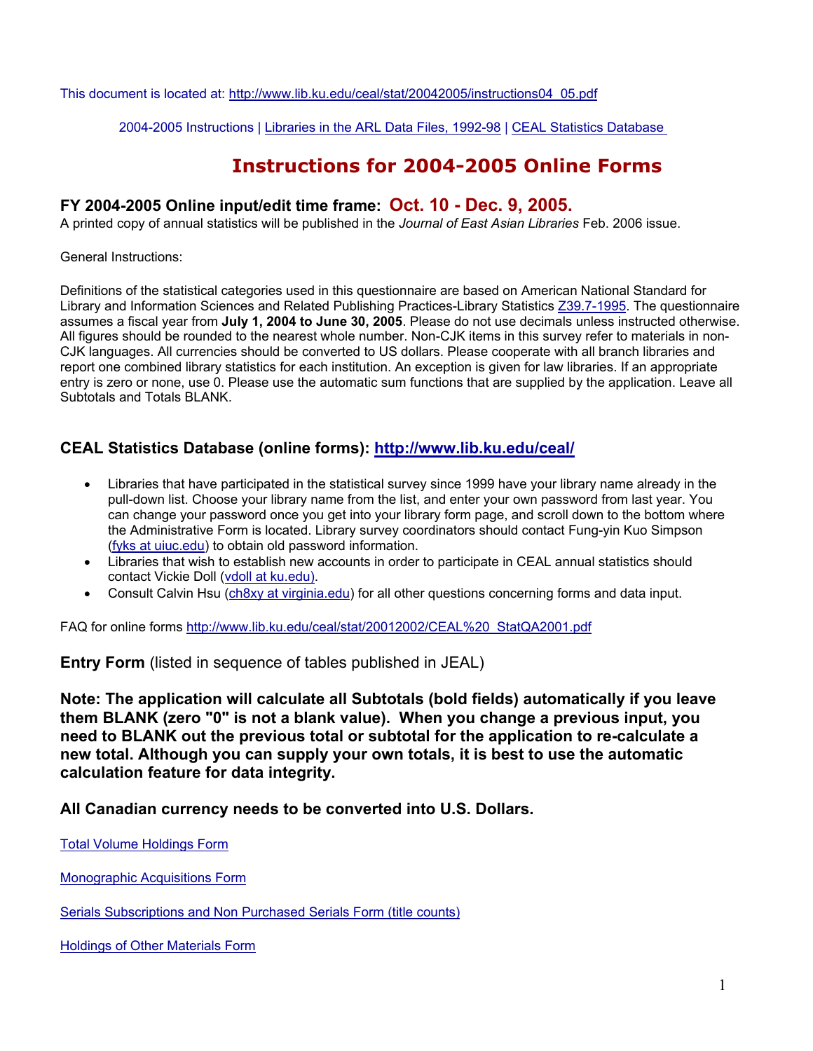This document is located at: http://www.lib.ku.edu/ceal/stat/20042005/instructions04_05.pdf

2004-2005 Instructions | Libraries in the ARL Data Files, 1992-98 | CEAL Statistics Database

# Instructions for 2004-2005 Online Forms

## FY 2004-2005 Online input/edit time frame: Oct. 10 - Dec. 9, 2005.

A printed copy of annual statistics will be published in the *Journal of East Asian Libraries* Feb. 2006 issue.

General Instructions:

Definitions of the statistical categories used in this questionnaire are based on American National Standard for Library and Information Sciences and Related Publishing Practices-Library Statistics Z39.7-1995. The questionnaire assumes a fiscal year from **July 1, 2004 to June 30, 2005**. Please do not use decimals unless instructed otherwise. All figures should be rounded to the nearest whole number. Non-CJK items in this survey refer to materials in non-CJK languages. All currencies should be converted to US dollars. Please cooperate with all branch libraries and report one combined library statistics for each institution. An exception is given for law libraries. If an appropriate entry is zero or none, use 0. Please use the automatic sum functions that are supplied by the application. Leave all Subtotals and Totals BLANK.

## CEAL Statistics Database (online forms): http://www.lib.ku.edu/ceal/

- Libraries that have participated in the statistical survey since 1999 have your library name already in the pull-down list. Choose your library name from the list, and enter your own password from last year. You can change your password once you get into your library form page, and scroll down to the bottom where the Administrative Form is located. Library survey coordinators should contact Fung-yin Kuo Simpson (fyks at uiuc.edu) to obtain old password information.
- Libraries that wish to establish new accounts in order to participate in CEAL annual statistics should contact Vickie Doll (vdoll at ku.edu).
- Consult Calvin Hsu (ch8xy at virginia.edu) for all other questions concerning forms and data input.

FAQ for online forms http://www.lib.ku.edu/ceal/stat/20012002/CEAL%20_StatQA2001.pdf

**Entry Form** (listed in sequence of tables published in JEAL)

**Note: The application will calculate all Subtotals (bold fields) automatically if you leave them BLANK (zero "0" is not a blank value). When you change a previous input, you need to BLANK out the previous total or subtotal for the application to re-calculate a new total. Although you can supply your own totals, it is best to use the automatic calculation feature for data integrity.**

**All Canadian currency needs to be converted into U.S. Dollars.**

Total Volume Holdings Form

Monographic Acquisitions Form

Serials Subscriptions and Non Purchased Serials Form (title counts)

Holdings of Other Materials Form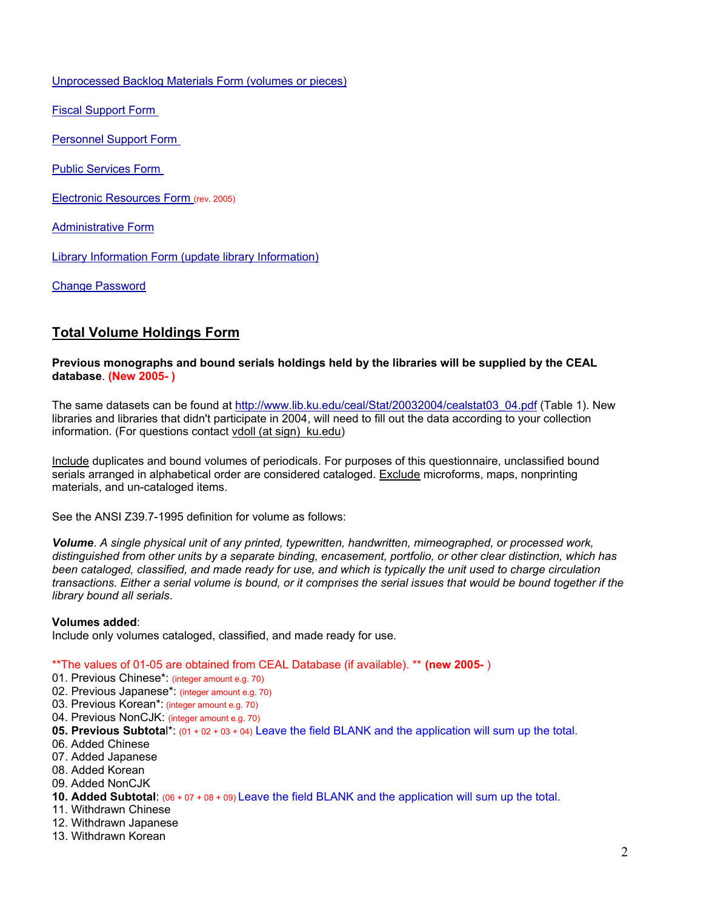Unprocessed Backlog Materials Form (volumes or pieces)

Fiscal Support Form

Personnel Support Form

Public Services Form

Electronic Resources Form (rev. 2005)

Administrative Form

Library Information Form (update library Information)

Change Password

## Total Volume Holdings Form

**Previous monographs and bound serials holdings held by the libraries will be supplied by the CEAL database**. **(New 2005- )**

The same datasets can be found at http://www.lib.ku.edu/ceal/Stat/20032004/cealstat03_04.pdf (Table 1). New libraries and libraries that didn't participate in 2004, will need to fill out the data according to your collection information. (For questions contact vdoll (at sign) ku.edu)

Include duplicates and bound volumes of periodicals. For purposes of this questionnaire, unclassified bound serials arranged in alphabetical order are considered cataloged. Exclude microforms, maps, nonprinting materials, and un-cataloged items.

See the ANSI Z39.7-1995 definition for volume as follows:

***Volume***. *A single physical unit of any printed, typewritten, handwritten, mimeographed, or processed work, distinguished from other units by a separate binding, encasement, portfolio, or other clear distinction, which has been cataloged, classified, and made ready for use, and which is typically the unit used to charge circulation transactions. Either a serial volume is bound, or it comprises the serial issues that would be bound together if the library bound all serials*.

**Volumes added**:
Include only volumes cataloged, classified, and made ready for use.

**The values of 01-05 are obtained from CEAL Database (if available). ** **(new 2005- )**
01. Previous Chinese*: (integer amount e.g. 70)
02. Previous Japanese*: (integer amount e.g. 70)
03. Previous Korean*: (integer amount e.g. 70)
04. Previous NonCJK: (integer amount e.g. 70)
**05. Previous Subtotal***: (01 + 02 + 03 + 04) Leave the field BLANK and the application will sum up the total.
06. Added Chinese
07. Added Japanese
08. Added Korean
09. Added NonCJK
**10. Added Subtotal**: (06 + 07 + 08 + 09) Leave the field BLANK and the application will sum up the total.
11. Withdrawn Chinese
12. Withdrawn Japanese
13. Withdrawn Korean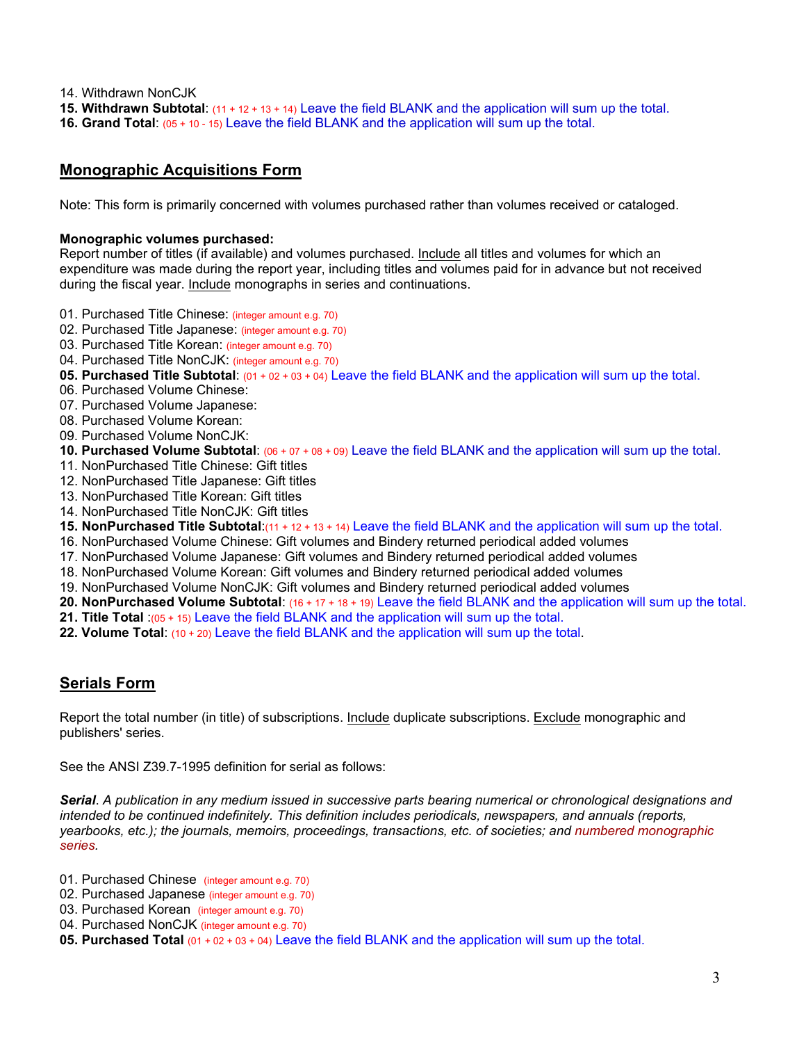14. Withdrawn NonCJK
**15. Withdrawn Subtotal**: (11 + 12 + 13 + 14) Leave the field BLANK and the application will sum up the total.
**16. Grand Total**: (05 + 10 - 15) Leave the field BLANK and the application will sum up the total.

## Monographic Acquisitions Form

Note: This form is primarily concerned with volumes purchased rather than volumes received or cataloged.

**Monographic volumes purchased:**
Report number of titles (if available) and volumes purchased. Include all titles and volumes for which an expenditure was made during the report year, including titles and volumes paid for in advance but not received during the fiscal year. Include monographs in series and continuations.

01. Purchased Title Chinese: (integer amount e.g. 70)
02. Purchased Title Japanese: (integer amount e.g. 70)
03. Purchased Title Korean: (integer amount e.g. 70)
04. Purchased Title NonCJK: (integer amount e.g. 70)
**05. Purchased Title Subtotal**: (01 + 02 + 03 + 04) Leave the field BLANK and the application will sum up the total.
06. Purchased Volume Chinese:
07. Purchased Volume Japanese:
08. Purchased Volume Korean:
09. Purchased Volume NonCJK:
**10. Purchased Volume Subtotal**: (06 + 07 + 08 + 09) Leave the field BLANK and the application will sum up the total.
11. NonPurchased Title Chinese: Gift titles
12. NonPurchased Title Japanese: Gift titles
13. NonPurchased Title Korean: Gift titles
14. NonPurchased Title NonCJK: Gift titles
**15. NonPurchased Title Subtotal**:(11 + 12 + 13 + 14) Leave the field BLANK and the application will sum up the total.
16. NonPurchased Volume Chinese: Gift volumes and Bindery returned periodical added volumes
17. NonPurchased Volume Japanese: Gift volumes and Bindery returned periodical added volumes
18. NonPurchased Volume Korean: Gift volumes and Bindery returned periodical added volumes
19. NonPurchased Volume NonCJK: Gift volumes and Bindery returned periodical added volumes
**20. NonPurchased Volume Subtotal**: (16 + 17 + 18 + 19) Leave the field BLANK and the application will sum up the total.
**21. Title Total** :(05 + 15) Leave the field BLANK and the application will sum up the total.
**22. Volume Total**: (10 + 20) Leave the field BLANK and the application will sum up the total.

## Serials Form

Report the total number (in title) of subscriptions. Include duplicate subscriptions. Exclude monographic and publishers' series.

See the ANSI Z39.7-1995 definition for serial as follows:

***Serial***. *A publication in any medium issued in successive parts bearing numerical or chronological designations and intended to be continued indefinitely. This definition includes periodicals, newspapers, and annuals (reports, yearbooks, etc.); the journals, memoirs, proceedings, transactions, etc. of societies; and numbered monographic series.*

01. Purchased Chinese (integer amount e.g. 70)
02. Purchased Japanese (integer amount e.g. 70)
03. Purchased Korean (integer amount e.g. 70)
04. Purchased NonCJK (integer amount e.g. 70)
**05. Purchased Total** (01 + 02 + 03 + 04) Leave the field BLANK and the application will sum up the total.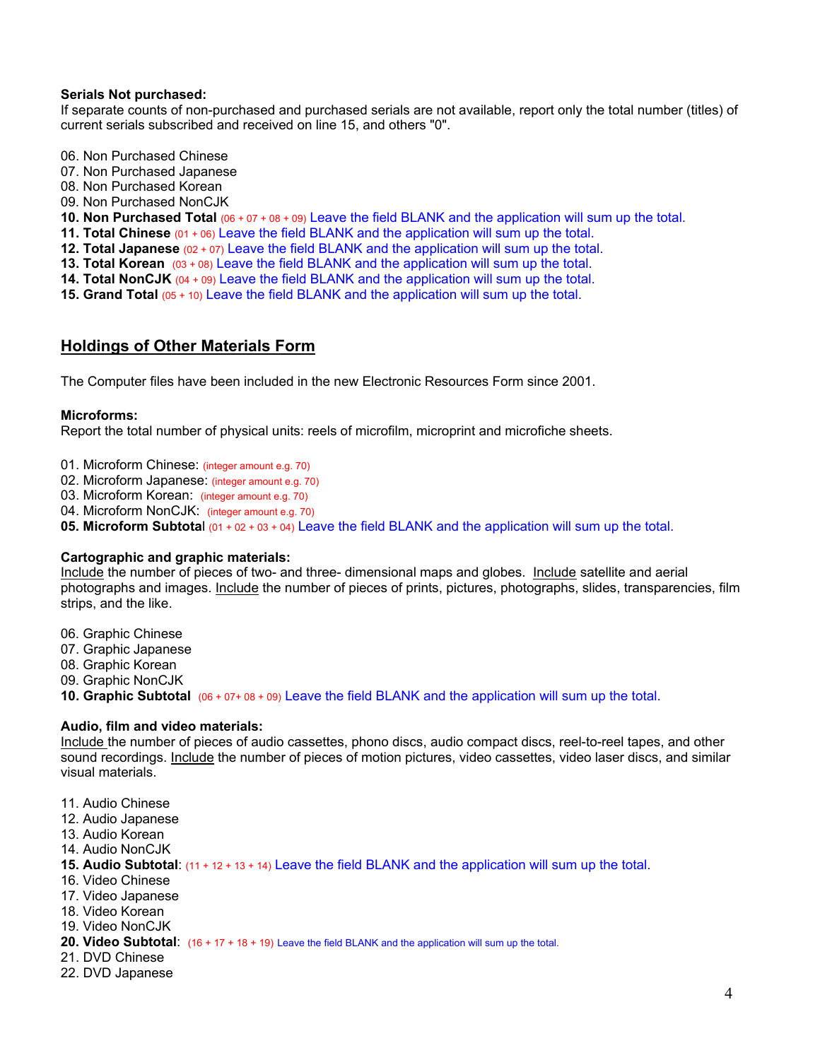**Serials Not purchased:**
If separate counts of non-purchased and purchased serials are not available, report only the total number (titles) of current serials subscribed and received on line 15, and others "0".

06. Non Purchased Chinese
07. Non Purchased Japanese
08. Non Purchased Korean
09. Non Purchased NonCJK
**10. Non Purchased Total** (06 + 07 + 08 + 09) Leave the field BLANK and the application will sum up the total.
**11. Total Chinese** (01 + 06) Leave the field BLANK and the application will sum up the total.
**12. Total Japanese** (02 + 07) Leave the field BLANK and the application will sum up the total.
**13. Total Korean** (03 + 08) Leave the field BLANK and the application will sum up the total.
**14. Total NonCJK** (04 + 09) Leave the field BLANK and the application will sum up the total.
**15. Grand Total** (05 + 10) Leave the field BLANK and the application will sum up the total.

## Holdings of Other Materials Form

The Computer files have been included in the new Electronic Resources Form since 2001.

**Microforms:**
Report the total number of physical units: reels of microfilm, microprint and microfiche sheets.

01. Microform Chinese: (integer amount e.g. 70)
02. Microform Japanese: (integer amount e.g. 70)
03. Microform Korean: (integer amount e.g. 70)
04. Microform NonCJK: (integer amount e.g. 70)
**05. Microform Subtotal** (01 + 02 + 03 + 04) Leave the field BLANK and the application will sum up the total.

**Cartographic and graphic materials:**
Include the number of pieces of two- and three- dimensional maps and globes. Include satellite and aerial photographs and images. Include the number of pieces of prints, pictures, photographs, slides, transparencies, film strips, and the like.

06. Graphic Chinese
07. Graphic Japanese
08. Graphic Korean
09. Graphic NonCJK
**10. Graphic Subtotal** (06 + 07+ 08 + 09) Leave the field BLANK and the application will sum up the total.

**Audio, film and video materials:**
Include the number of pieces of audio cassettes, phono discs, audio compact discs, reel-to-reel tapes, and other sound recordings. Include the number of pieces of motion pictures, video cassettes, video laser discs, and similar visual materials.

11. Audio Chinese
12. Audio Japanese
13. Audio Korean
14. Audio NonCJK
**15. Audio Subtotal**: (11 + 12 + 13 + 14) Leave the field BLANK and the application will sum up the total.
16. Video Chinese
17. Video Japanese
18. Video Korean
19. Video NonCJK
**20. Video Subtotal**: (16 + 17 + 18 + 19) Leave the field BLANK and the application will sum up the total.
21. DVD Chinese
22. DVD Japanese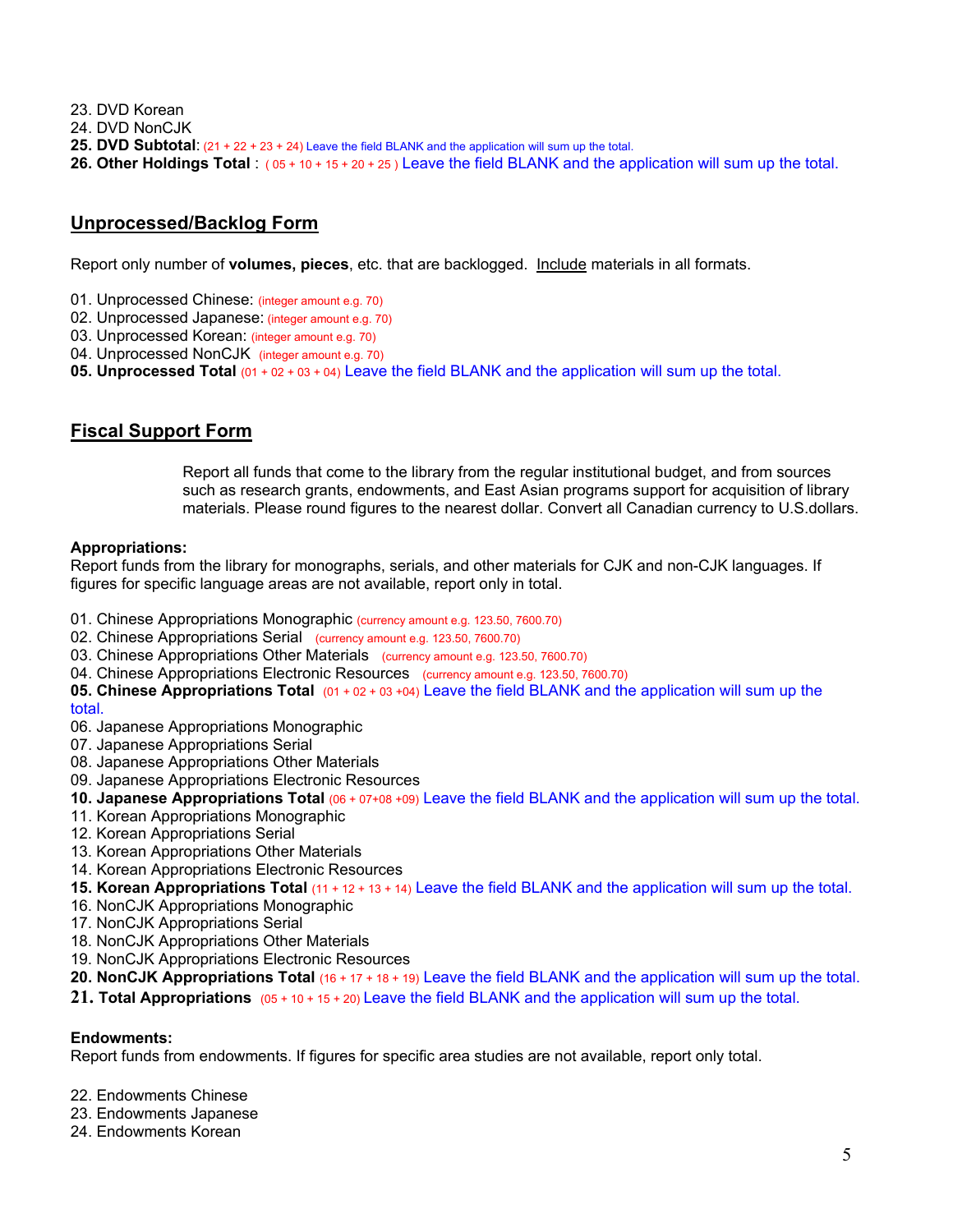23. DVD Korean
24. DVD NonCJK
**25. DVD Subtotal**: (21 + 22 + 23 + 24) Leave the field BLANK and the application will sum up the total.
**26. Other Holdings Total** : ( 05 + 10 + 15 + 20 + 25 ) Leave the field BLANK and the application will sum up the total.

## Unprocessed/Backlog Form

Report only number of **volumes, pieces**, etc. that are backlogged. Include materials in all formats.

01. Unprocessed Chinese: (integer amount e.g. 70)
02. Unprocessed Japanese: (integer amount e.g. 70)
03. Unprocessed Korean: (integer amount e.g. 70)
04. Unprocessed NonCJK (integer amount e.g. 70)
**05. Unprocessed Total** (01 + 02 + 03 + 04) Leave the field BLANK and the application will sum up the total.

## Fiscal Support Form

Report all funds that come to the library from the regular institutional budget, and from sources such as research grants, endowments, and East Asian programs support for acquisition of library materials. Please round figures to the nearest dollar. Convert all Canadian currency to U.S.dollars.

**Appropriations:**
Report funds from the library for monographs, serials, and other materials for CJK and non-CJK languages. If figures for specific language areas are not available, report only in total.

01. Chinese Appropriations Monographic (currency amount e.g. 123.50, 7600.70)
02. Chinese Appropriations Serial (currency amount e.g. 123.50, 7600.70)
03. Chinese Appropriations Other Materials (currency amount e.g. 123.50, 7600.70)
04. Chinese Appropriations Electronic Resources (currency amount e.g. 123.50, 7600.70)
**05. Chinese Appropriations Total** (01 + 02 + 03 +04) Leave the field BLANK and the application will sum up the total.
06. Japanese Appropriations Monographic
07. Japanese Appropriations Serial
08. Japanese Appropriations Other Materials
09. Japanese Appropriations Electronic Resources
**10. Japanese Appropriations Total** (06 + 07+08 +09) Leave the field BLANK and the application will sum up the total.
11. Korean Appropriations Monographic
12. Korean Appropriations Serial
13. Korean Appropriations Other Materials
14. Korean Appropriations Electronic Resources
**15. Korean Appropriations Total** (11 + 12 + 13 + 14) Leave the field BLANK and the application will sum up the total.
16. NonCJK Appropriations Monographic
17. NonCJK Appropriations Serial
18. NonCJK Appropriations Other Materials
19. NonCJK Appropriations Electronic Resources
**20. NonCJK Appropriations Total** (16 + 17 + 18 + 19) Leave the field BLANK and the application will sum up the total.
**21. Total Appropriations** (05 + 10 + 15 + 20) Leave the field BLANK and the application will sum up the total.

**Endowments:**
Report funds from endowments. If figures for specific area studies are not available, report only total.

22. Endowments Chinese
23. Endowments Japanese
24. Endowments Korean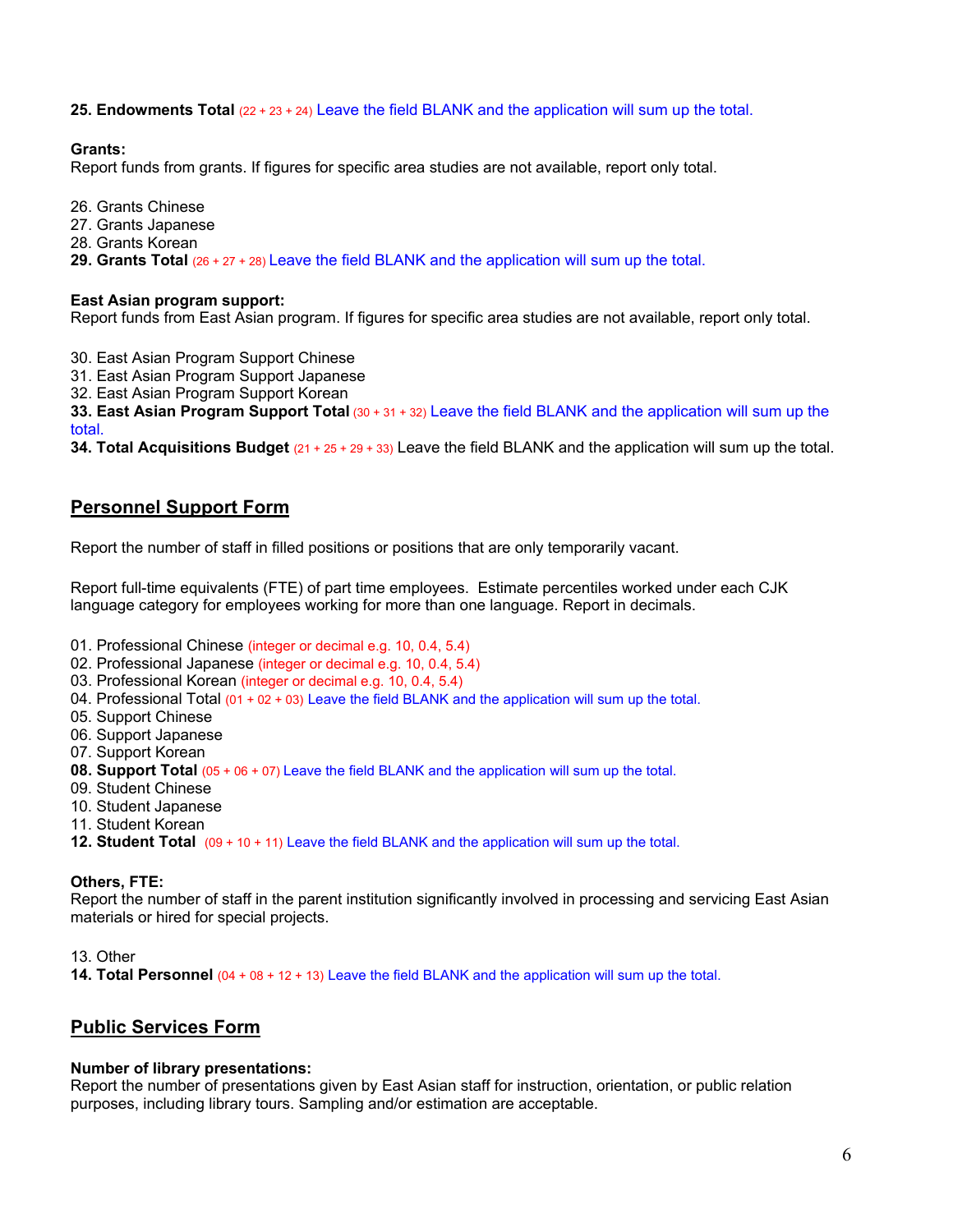**25. Endowments Total** (22 + 23 + 24) Leave the field BLANK and the application will sum up the total.

**Grants:**
Report funds from grants. If figures for specific area studies are not available, report only total.

26. Grants Chinese
27. Grants Japanese
28. Grants Korean
**29. Grants Total** (26 + 27 + 28) Leave the field BLANK and the application will sum up the total.

**East Asian program support:**
Report funds from East Asian program. If figures for specific area studies are not available, report only total.

30. East Asian Program Support Chinese
31. East Asian Program Support Japanese
32. East Asian Program Support Korean
**33. East Asian Program Support Total** (30 + 31 + 32) Leave the field BLANK and the application will sum up the total.
**34. Total Acquisitions Budget** (21 + 25 + 29 + 33) Leave the field BLANK and the application will sum up the total.

## Personnel Support Form

Report the number of staff in filled positions or positions that are only temporarily vacant.

Report full-time equivalents (FTE) of part time employees. Estimate percentiles worked under each CJK language category for employees working for more than one language. Report in decimals.

01. Professional Chinese (integer or decimal e.g. 10, 0.4, 5.4)
02. Professional Japanese (integer or decimal e.g. 10, 0.4, 5.4)
03. Professional Korean (integer or decimal e.g. 10, 0.4, 5.4)
04. Professional Total (01 + 02 + 03) Leave the field BLANK and the application will sum up the total.
05. Support Chinese
06. Support Japanese
07. Support Korean
**08. Support Total** (05 + 06 + 07) Leave the field BLANK and the application will sum up the total.
09. Student Chinese
10. Student Japanese
11. Student Korean
**12. Student Total** (09 + 10 + 11) Leave the field BLANK and the application will sum up the total.

**Others, FTE:**
Report the number of staff in the parent institution significantly involved in processing and servicing East Asian materials or hired for special projects.

13. Other
**14. Total Personnel** (04 + 08 + 12 + 13) Leave the field BLANK and the application will sum up the total.

## Public Services Form

**Number of library presentations:**
Report the number of presentations given by East Asian staff for instruction, orientation, or public relation purposes, including library tours. Sampling and/or estimation are acceptable.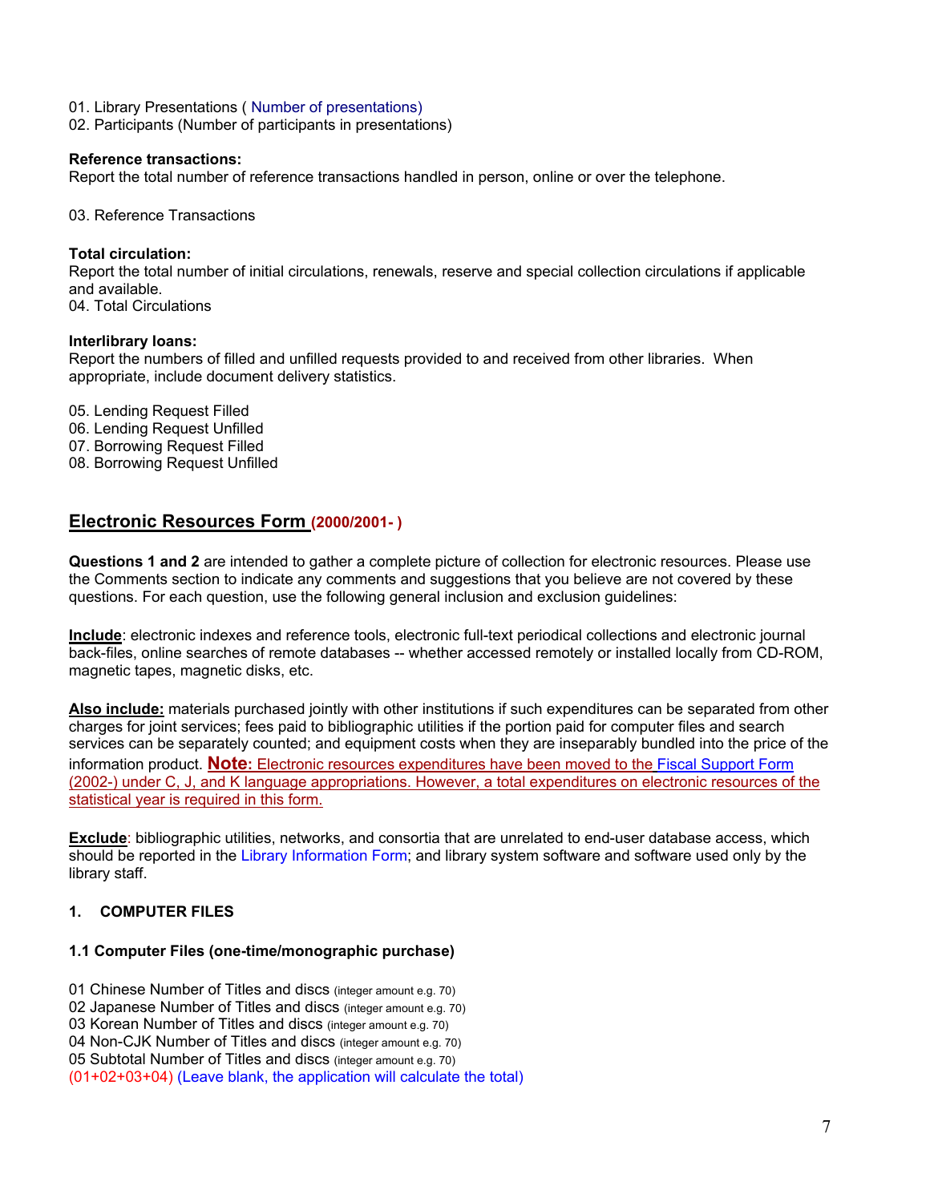01. Library Presentations ( Number of presentations)
02. Participants (Number of participants in presentations)

**Reference transactions:**
Report the total number of reference transactions handled in person, online or over the telephone.

03. Reference Transactions

**Total circulation:**
Report the total number of initial circulations, renewals, reserve and special collection circulations if applicable and available.
04. Total Circulations

**Interlibrary loans:**
Report the numbers of filled and unfilled requests provided to and received from other libraries. When appropriate, include document delivery statistics.

05. Lending Request Filled
06. Lending Request Unfilled
07. Borrowing Request Filled
08. Borrowing Request Unfilled

## Electronic Resources Form (2000/2001- )

**Questions 1 and 2** are intended to gather a complete picture of collection for electronic resources. Please use the Comments section to indicate any comments and suggestions that you believe are not covered by these questions. For each question, use the following general inclusion and exclusion guidelines:

**Include**: electronic indexes and reference tools, electronic full-text periodical collections and electronic journal back-files, online searches of remote databases -- whether accessed remotely or installed locally from CD-ROM, magnetic tapes, magnetic disks, etc.

**Also include:** materials purchased jointly with other institutions if such expenditures can be separated from other charges for joint services; fees paid to bibliographic utilities if the portion paid for computer files and search services can be separately counted; and equipment costs when they are inseparably bundled into the price of the information product. **Note:** Electronic resources expenditures have been moved to the Fiscal Support Form (2002-) under C, J, and K language appropriations. However, a total expenditures on electronic resources of the statistical year is required in this form.

**Exclude**: bibliographic utilities, networks, and consortia that are unrelated to end-user database access, which should be reported in the Library Information Form; and library system software and software used only by the library staff.

### 1. COMPUTER FILES

#### 1.1 Computer Files (one-time/monographic purchase)

01 Chinese Number of Titles and discs (integer amount e.g. 70)
02 Japanese Number of Titles and discs (integer amount e.g. 70)
03 Korean Number of Titles and discs (integer amount e.g. 70)
04 Non-CJK Number of Titles and discs (integer amount e.g. 70)
05 Subtotal Number of Titles and discs (integer amount e.g. 70)
(01+02+03+04) (Leave blank, the application will calculate the total)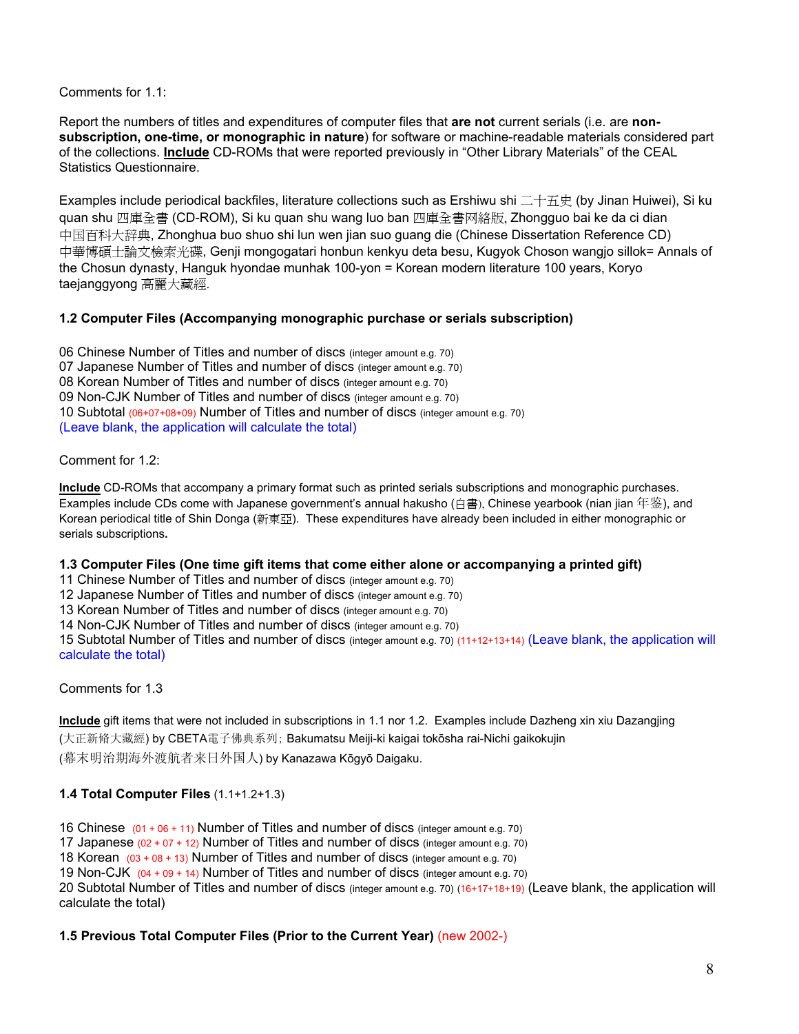Comments for 1.1:

Report the numbers of titles and expenditures of computer files that **are not** current serials (i.e. are **non-subscription, one-time, or monographic in nature**) for software or machine-readable materials considered part of the collections. **Include** CD-ROMs that were reported previously in "Other Library Materials" of the CEAL Statistics Questionnaire.

Examples include periodical backfiles, literature collections such as Ershiwu shi 二十五史 (by Jinan Huiwei), Si ku quan shu 四庫全書 (CD-ROM), Si ku quan shu wang luo ban 四庫全書网絡版, Zhongguo bai ke da ci dian 中国百科大辞典, Zhonghua buo shuo shi lun wen jian suo guang die (Chinese Dissertation Reference CD) 中華博碩士論文檢索光碟, Genji mongogatari honbun kenkyu deta besu, Kugyok Choson wangjo sillok= Annals of the Chosun dynasty, Hanguk hyondae munhak 100-yon = Korean modern literature 100 years, Koryo taejanggyong 高麗大藏經.

### 1.2 Computer Files (Accompanying monographic purchase or serials subscription)

06 Chinese Number of Titles and number of discs (integer amount e.g. 70)
07 Japanese Number of Titles and number of discs (integer amount e.g. 70)
08 Korean Number of Titles and number of discs (integer amount e.g. 70)
09 Non-CJK Number of Titles and number of discs (integer amount e.g. 70)
10 Subtotal (06+07+08+09) Number of Titles and number of discs (integer amount e.g. 70)
(Leave blank, the application will calculate the total)

Comment for 1.2:

**Include** CD-ROMs that accompany a primary format such as printed serials subscriptions and monographic purchases. Examples include CDs come with Japanese government's annual hakusho (白書), Chinese yearbook (nian jian 年鉴), and Korean periodical title of Shin Donga (新東亞). These expenditures have already been included in either monographic or serials subscriptions.

### 1.3 Computer Files (One time gift items that come either alone or accompanying a printed gift)

11 Chinese Number of Titles and number of discs (integer amount e.g. 70)
12 Japanese Number of Titles and number of discs (integer amount e.g. 70)
13 Korean Number of Titles and number of discs (integer amount e.g. 70)
14 Non-CJK Number of Titles and number of discs (integer amount e.g. 70)
15 Subtotal Number of Titles and number of discs (integer amount e.g. 70) (11+12+13+14) (Leave blank, the application will calculate the total)

Comments for 1.3

**Include** gift items that were not included in subscriptions in 1.1 nor 1.2. Examples include Dazheng xin xiu Dazangjing (大正新脩大藏經) by CBETA電子佛典系列; Bakumatsu Meiji-ki kaigai tokōsha rai-Nichi gaikokujin (幕末明治期海外渡航者来日外国人) by Kanazawa Kōgyō Daigaku.

### 1.4 Total Computer Files (1.1+1.2+1.3)

16 Chinese (01 + 06 + 11) Number of Titles and number of discs (integer amount e.g. 70)
17 Japanese (02 + 07 + 12) Number of Titles and number of discs (integer amount e.g. 70)
18 Korean (03 + 08 + 13) Number of Titles and number of discs (integer amount e.g. 70)
19 Non-CJK (04 + 09 + 14) Number of Titles and number of discs (integer amount e.g. 70)
20 Subtotal Number of Titles and number of discs (integer amount e.g. 70) (16+17+18+19) (Leave blank, the application will calculate the total)

### 1.5 Previous Total Computer Files (Prior to the Current Year) (new 2002-)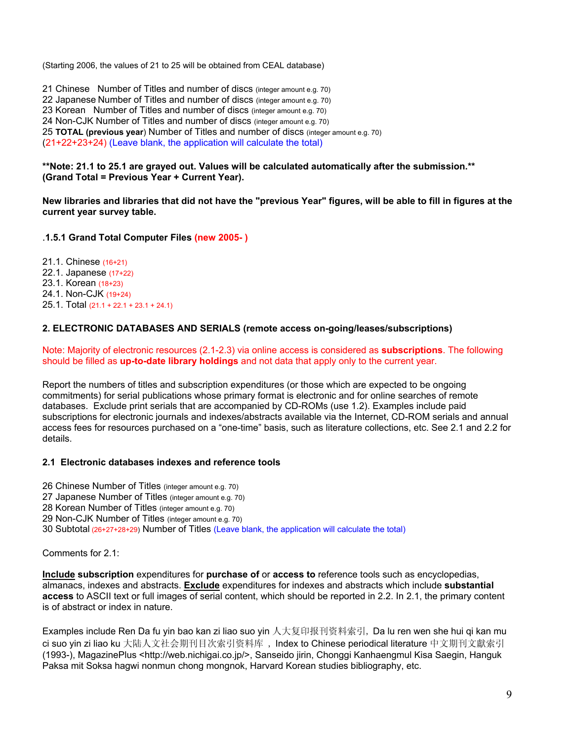(Starting 2006, the values of 21 to 25 will be obtained from CEAL database)

21 Chinese Number of Titles and number of discs (integer amount e.g. 70)
22 Japanese Number of Titles and number of discs (integer amount e.g. 70)
23 Korean Number of Titles and number of discs (integer amount e.g. 70)
24 Non-CJK Number of Titles and number of discs (integer amount e.g. 70)
25 **TOTAL (previous year**) Number of Titles and number of discs (integer amount e.g. 70)
(21+22+23+24) (Leave blank, the application will calculate the total)

**\*\*Note: 21.1 to 25.1 are grayed out. Values will be calculated automatically after the submission.\*\***
**(Grand Total = Previous Year + Current Year).**

**New libraries and libraries that did not have the "previous Year" figures, will be able to fill in figures at the current year survey table.**

### .1.5.1 Grand Total Computer Files (new 2005- )

21.1. Chinese (16+21)
22.1. Japanese (17+22)
23.1. Korean (18+23)
24.1. Non-CJK (19+24)
25.1. Total (21.1 + 22.1 + 23.1 + 24.1)

## 2. ELECTRONIC DATABASES AND SERIALS (remote access on-going/leases/subscriptions)

Note: Majority of electronic resources (2.1-2.3) via online access is considered as **subscriptions**. The following should be filled as **up-to-date library holdings** and not data that apply only to the current year.

Report the numbers of titles and subscription expenditures (or those which are expected to be ongoing commitments) for serial publications whose primary format is electronic and for online searches of remote databases. Exclude print serials that are accompanied by CD-ROMs (use 1.2). Examples include paid subscriptions for electronic journals and indexes/abstracts available via the Internet, CD-ROM serials and annual access fees for resources purchased on a "one-time" basis, such as literature collections, etc. See 2.1 and 2.2 for details.

### 2.1 Electronic databases indexes and reference tools

26 Chinese Number of Titles (integer amount e.g. 70)
27 Japanese Number of Titles (integer amount e.g. 70)
28 Korean Number of Titles (integer amount e.g. 70)
29 Non-CJK Number of Titles (integer amount e.g. 70)
30 Subtotal (26+27+28+29) Number of Titles (Leave blank, the application will calculate the total)

Comments for 2.1:

**Include subscription** expenditures for **purchase of** or **access to** reference tools such as encyclopedias, almanacs, indexes and abstracts. **Exclude** expenditures for indexes and abstracts which include **substantial access** to ASCII text or full images of serial content, which should be reported in 2.2. In 2.1, the primary content is of abstract or index in nature.

Examples include Ren Da fu yin bao kan zi liao suo yin 人大复印报刊资料索引, Da lu ren wen she hui qi kan mu ci suo yin zi liao ku 大陆人文社会期刊目次索引资料库 , Index to Chinese periodical literature 中文期刊文獻索引 (1993-), MagazinePlus <http://web.nichigai.co.jp/>, Sanseido jirin, Chonggi Kanhaengmul Kisa Saegin, Hanguk Paksa mit Soksa hagwi nonmun chong mongnok, Harvard Korean studies bibliography, etc.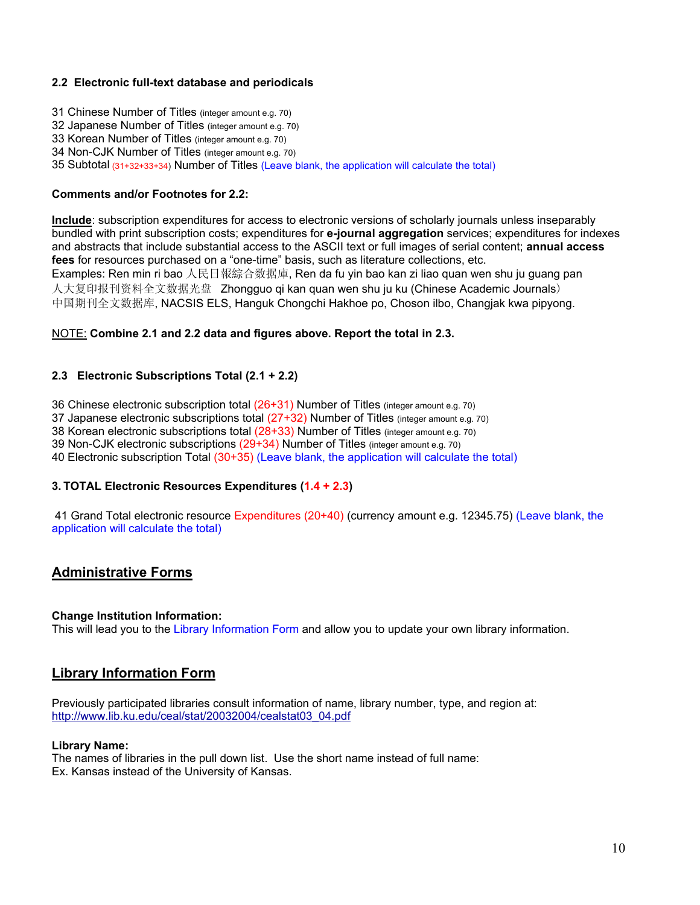### 2.2 Electronic full-text database and periodicals

31 Chinese Number of Titles (integer amount e.g. 70)
32 Japanese Number of Titles (integer amount e.g. 70)
33 Korean Number of Titles (integer amount e.g. 70)
34 Non-CJK Number of Titles (integer amount e.g. 70)
35 Subtotal (31+32+33+34) Number of Titles (Leave blank, the application will calculate the total)

**Comments and/or Footnotes for 2.2:**

**Include**: subscription expenditures for access to electronic versions of scholarly journals unless inseparably bundled with print subscription costs; expenditures for **e-journal aggregation** services; expenditures for indexes and abstracts that include substantial access to the ASCII text or full images of serial content; **annual access fees** for resources purchased on a "one-time" basis, such as literature collections, etc.
Examples: Ren min ri bao 人民日報綜合数据庫, Ren da fu yin bao kan zi liao quan wen shu ju guang pan 人大复印报刊资料全文数据光盘 Zhongguo qi kan quan wen shu ju ku (Chinese Academic Journals）中国期刊全文数据库, NACSIS ELS, Hanguk Chongchi Hakhoe po, Choson ilbo, Changjak kwa pipyong.

NOTE: **Combine 2.1 and 2.2 data and figures above. Report the total in 2.3.**

### 2.3 Electronic Subscriptions Total (2.1 + 2.2)

36 Chinese electronic subscription total (26+31) Number of Titles (integer amount e.g. 70)
37 Japanese electronic subscriptions total (27+32) Number of Titles (integer amount e.g. 70)
38 Korean electronic subscriptions total (28+33) Number of Titles (integer amount e.g. 70)
39 Non-CJK electronic subscriptions (29+34) Number of Titles (integer amount e.g. 70)
40 Electronic subscription Total (30+35) (Leave blank, the application will calculate the total)

### 3. TOTAL Electronic Resources Expenditures (1.4 + 2.3)

41 Grand Total electronic resource Expenditures (20+40) (currency amount e.g. 12345.75) (Leave blank, the application will calculate the total)

## Administrative Forms

**Change Institution Information:**
This will lead you to the Library Information Form and allow you to update your own library information.

## Library Information Form

Previously participated libraries consult information of name, library number, type, and region at:
http://www.lib.ku.edu/ceal/stat/20032004/cealstat03_04.pdf

**Library Name:**
The names of libraries in the pull down list. Use the short name instead of full name:
Ex. Kansas instead of the University of Kansas.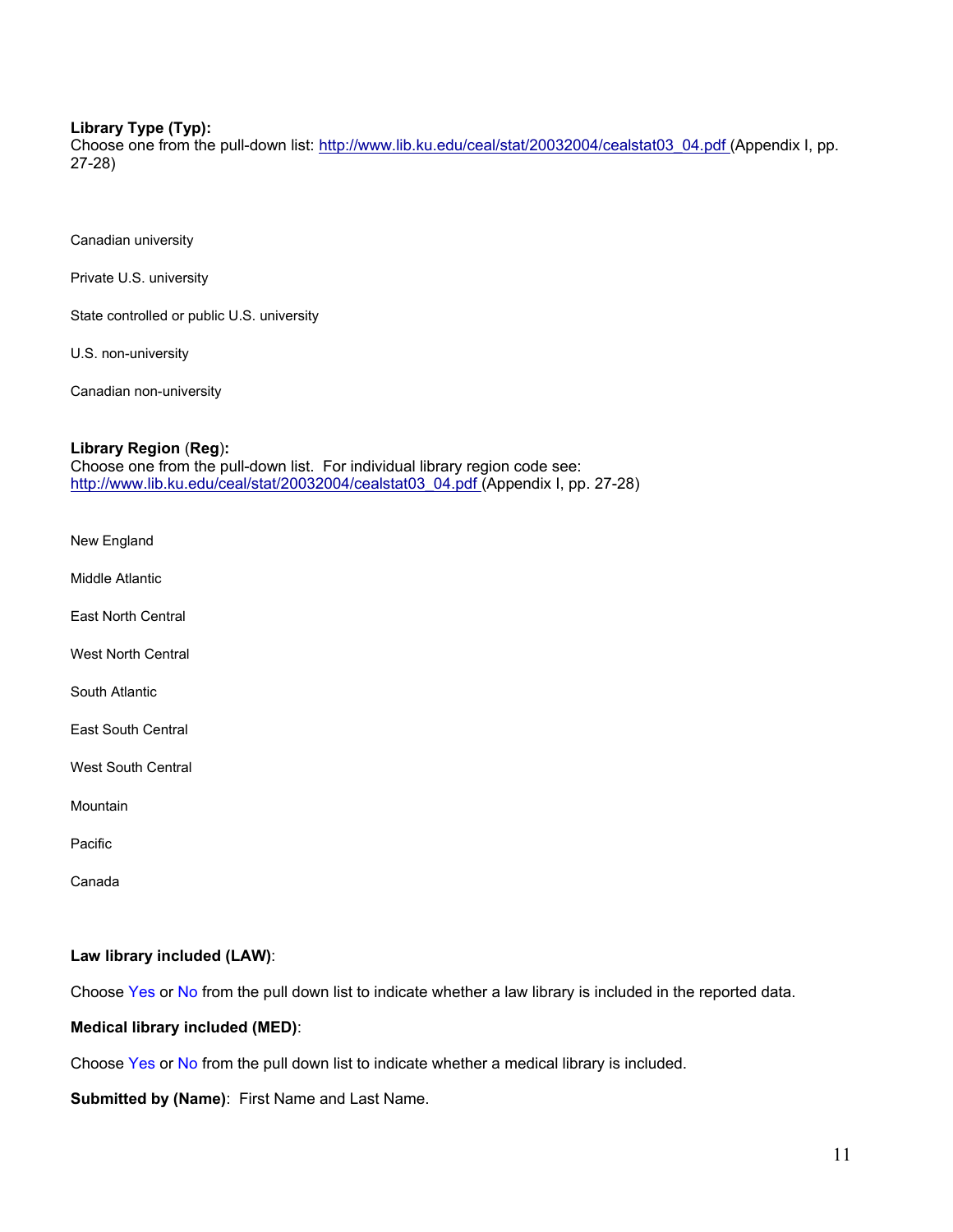**Library Type (Typ):**
Choose one from the pull-down list: http://www.lib.ku.edu/ceal/stat/20032004/cealstat03_04.pdf (Appendix I, pp. 27-28)

Canadian university

Private U.S. university

State controlled or public U.S. university

U.S. non-university

Canadian non-university

**Library Region** (**Reg**)**:**
Choose one from the pull-down list. For individual library region code see: http://www.lib.ku.edu/ceal/stat/20032004/cealstat03_04.pdf (Appendix I, pp. 27-28)

New England

Middle Atlantic

East North Central

West North Central

South Atlantic

East South Central

West South Central

Mountain

Pacific

Canada

**Law library included (LAW)**:

Choose Yes or No from the pull down list to indicate whether a law library is included in the reported data.

**Medical library included (MED)**:

Choose Yes or No from the pull down list to indicate whether a medical library is included.

**Submitted by (Name)**: First Name and Last Name.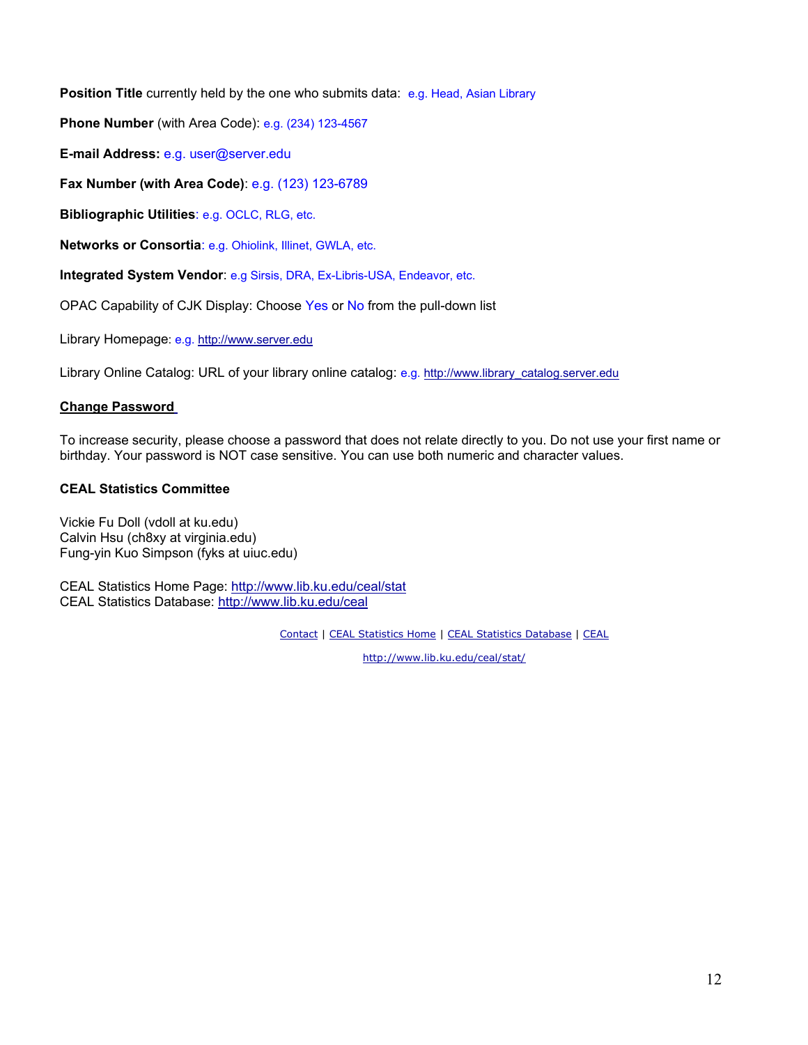**Position Title** currently held by the one who submits data: e.g. Head, Asian Library

**Phone Number** (with Area Code): e.g. (234) 123-4567

**E-mail Address:** e.g. user@server.edu

**Fax Number (with Area Code)**: e.g. (123) 123-6789

**Bibliographic Utilities**: e.g. OCLC, RLG, etc.

**Networks or Consortia**: e.g. Ohiolink, Illinet, GWLA, etc.

**Integrated System Vendor**: e.g Sirsis, DRA, Ex-Libris-USA, Endeavor, etc.

OPAC Capability of CJK Display: Choose Yes or No from the pull-down list

Library Homepage: e.g. http://www.server.edu

Library Online Catalog: URL of your library online catalog: e.g. http://www.library_catalog.server.edu

**Change Password**

To increase security, please choose a password that does not relate directly to you. Do not use your first name or birthday. Your password is NOT case sensitive. You can use both numeric and character values.

**CEAL Statistics Committee**

Vickie Fu Doll (vdoll at ku.edu)
Calvin Hsu (ch8xy at virginia.edu)
Fung-yin Kuo Simpson (fyks at uiuc.edu)

CEAL Statistics Home Page: http://www.lib.ku.edu/ceal/stat
CEAL Statistics Database: http://www.lib.ku.edu/ceal

Contact | CEAL Statistics Home | CEAL Statistics Database | CEAL

http://www.lib.ku.edu/ceal/stat/